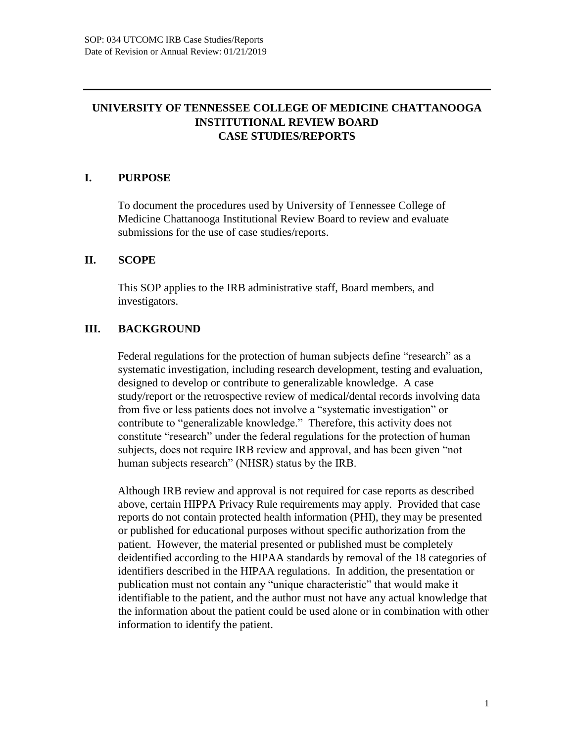# UNIVERSITY OF TENNESSEE COLLEGE OF MEDICINE CHATTANOOGA INSTITUTIONAL REVIEW BOARD CASE STUDIES/REPORTS

## I. PURPOSE

To document the procedures used by University of Tennessee College of Medicine Chattanooga Institutional Review Board to review and evaluate submissions for the use of case studies/reports.

## II. SCOPE

This SOP applies to the IRB administrative staff, Board members, and investigators.

## III. BACKGROUND

Federal regulations for the protection of human subjects define "research" as a systematic investigation, including research development, testing and evaluation, designed to develop or contribute to generalizable knowledge. A case study/report or the retrospective review of medical/dental records involving data from five or less patients does not involve a "systematic investigation" or contribute to "generalizable knowledge." Therefore, this activity does not constitute "research" under the federal regulations for the protection of human subjects, does not require IRB review and approval, and has been given "not human subjects research" (NHSR) status by the IRB.

Although IRB review and approval is not required for case reports as described above, certain HIPPA Privacy Rule requirements may apply. Provided that case reports do not contain protected health information (PHI), they may be presented or published for educational purposes without specific authorization from the patient. However, the material presented or published must be completely deidentified according to the HIPAA standards by removal of the 18 categories of identifiers described in the HIPAA regulations. In addition, the presentation or publication must not contain any "unique characteristic" that would make it identifiable to the patient, and the author must not have any actual knowledge that the information about the patient could be used alone or in combination with other information to identify the patient.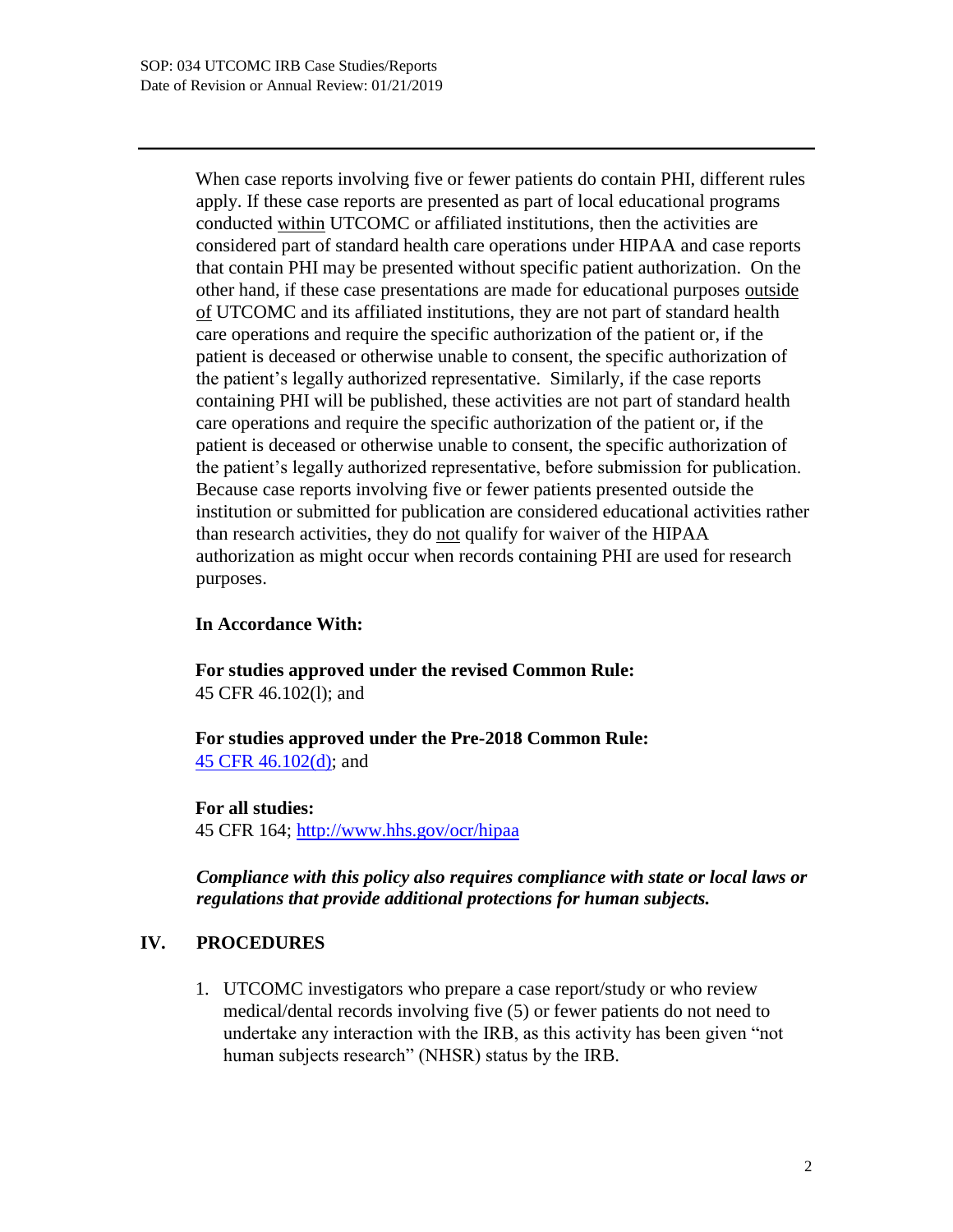When case reports involving five or fewer patients do contain PHI, different rules apply. If these case reports are presented as part of local educational programs conducted <u>within</u> UTCOMC or affiliated institutions, then the activities are considered part of standard health care operations under HIPAA and case reports that contain PHI may be presented without specific patient authorization. On the other hand, if these case presentations are made for educational purposes <u>outside of</u> UTCOMC and its affiliated institutions, they are not part of standard health care operations and require the specific authorization of the patient or, if the patient is deceased or otherwise unable to consent, the specific authorization of the patient's legally authorized representative. Similarly, if the case reports containing PHI will be published, these activities are not part of standard health care operations and require the specific authorization of the patient or, if the patient is deceased or otherwise unable to consent, the specific authorization of the patient's legally authorized representative, before submission for publication. Because case reports involving five or fewer patients presented outside the institution or submitted for publication are considered educational activities rather than research activities, they do <u>not</u> qualify for waiver of the HIPAA authorization as might occur when records containing PHI are used for research purposes.

**In Accordance With:**

**For studies approved under the revised Common Rule:**
45 CFR 46.102(l); and

**For studies approved under the Pre-2018 Common Rule:**
45 CFR 46.102(d); and

**For all studies:**
45 CFR 164; http://www.hhs.gov/ocr/hipaa

***Compliance with this policy also requires compliance with state or local laws or regulations that provide additional protections for human subjects.***

## IV. PROCEDURES

1. UTCOMC investigators who prepare a case report/study or who review medical/dental records involving five (5) or fewer patients do not need to undertake any interaction with the IRB, as this activity has been given "not human subjects research" (NHSR) status by the IRB.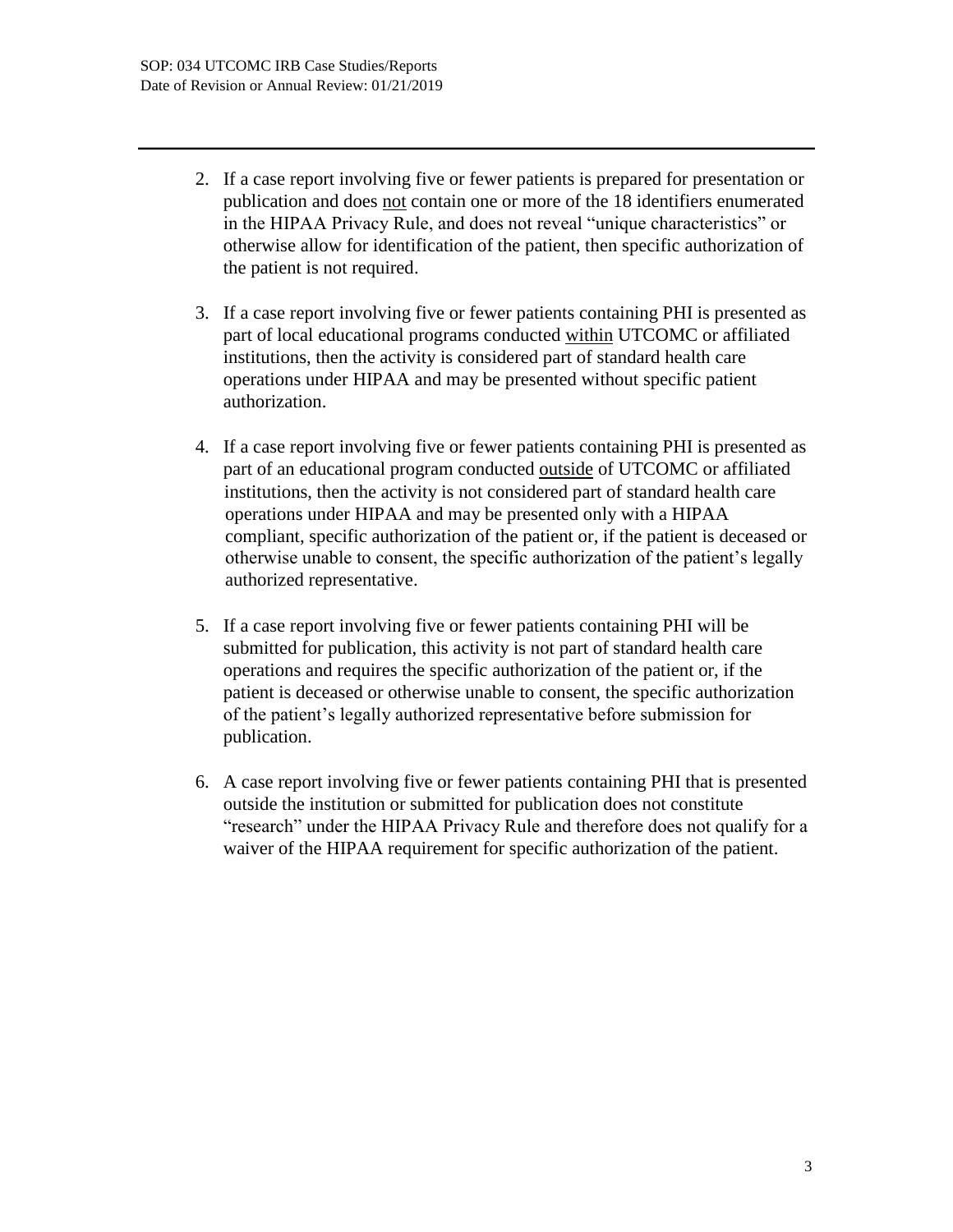2. If a case report involving five or fewer patients is prepared for presentation or publication and does not contain one or more of the 18 identifiers enumerated in the HIPAA Privacy Rule, and does not reveal "unique characteristics" or otherwise allow for identification of the patient, then specific authorization of the patient is not required.

3. If a case report involving five or fewer patients containing PHI is presented as part of local educational programs conducted within UTCOMC or affiliated institutions, then the activity is considered part of standard health care operations under HIPAA and may be presented without specific patient authorization.

4. If a case report involving five or fewer patients containing PHI is presented as part of an educational program conducted outside of UTCOMC or affiliated institutions, then the activity is not considered part of standard health care operations under HIPAA and may be presented only with a HIPAA compliant, specific authorization of the patient or, if the patient is deceased or otherwise unable to consent, the specific authorization of the patient's legally authorized representative.

5. If a case report involving five or fewer patients containing PHI will be submitted for publication, this activity is not part of standard health care operations and requires the specific authorization of the patient or, if the patient is deceased or otherwise unable to consent, the specific authorization of the patient's legally authorized representative before submission for publication.

6. A case report involving five or fewer patients containing PHI that is presented outside the institution or submitted for publication does not constitute "research" under the HIPAA Privacy Rule and therefore does not qualify for a waiver of the HIPAA requirement for specific authorization of the patient.